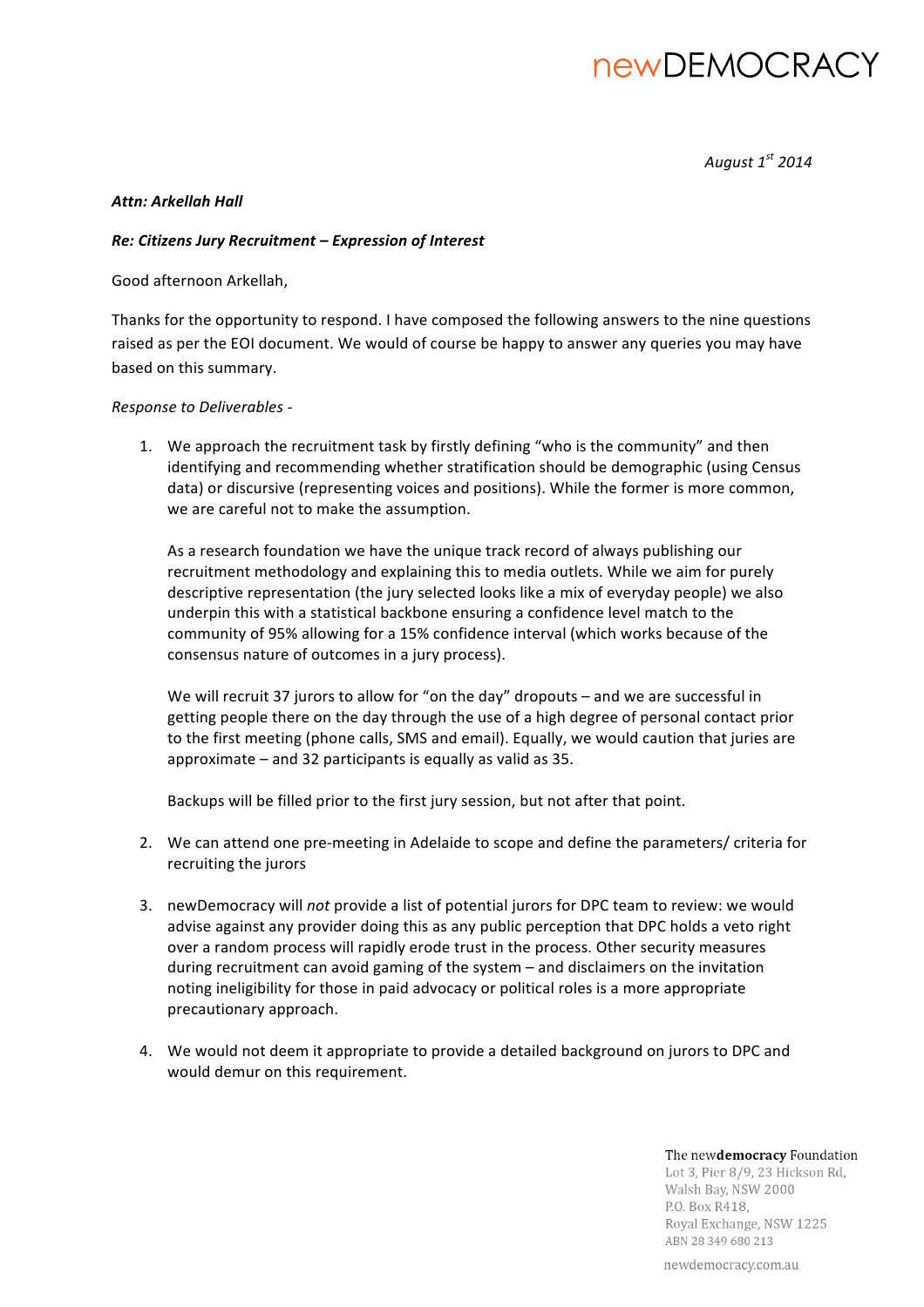newDEMOCRACY

*August 1st 2014*

***Attn: Arkellah Hall***

***Re: Citizens Jury Recruitment – Expression of Interest***

Good afternoon Arkellah,

Thanks for the opportunity to respond. I have composed the following answers to the nine questions raised as per the EOI document. We would of course be happy to answer any queries you may have based on this summary.

*Response to Deliverables -*

1. We approach the recruitment task by firstly defining "who is the community" and then identifying and recommending whether stratification should be demographic (using Census data) or discursive (representing voices and positions). While the former is more common, we are careful not to make the assumption.

   As a research foundation we have the unique track record of always publishing our recruitment methodology and explaining this to media outlets. While we aim for purely descriptive representation (the jury selected looks like a mix of everyday people) we also underpin this with a statistical backbone ensuring a confidence level match to the community of 95% allowing for a 15% confidence interval (which works because of the consensus nature of outcomes in a jury process).

   We will recruit 37 jurors to allow for "on the day" dropouts – and we are successful in getting people there on the day through the use of a high degree of personal contact prior to the first meeting (phone calls, SMS and email). Equally, we would caution that juries are approximate – and 32 participants is equally as valid as 35.

   Backups will be filled prior to the first jury session, but not after that point.

2. We can attend one pre-meeting in Adelaide to scope and define the parameters/ criteria for recruiting the jurors

3. newDemocracy will *not* provide a list of potential jurors for DPC team to review: we would advise against any provider doing this as any public perception that DPC holds a veto right over a random process will rapidly erode trust in the process. Other security measures during recruitment can avoid gaming of the system – and disclaimers on the invitation noting ineligibility for those in paid advocacy or political roles is a more appropriate precautionary approach.

4. We would not deem it appropriate to provide a detailed background on jurors to DPC and would demur on this requirement.

The new**democracy** Foundation
Lot 3, Pier 8/9, 23 Hickson Rd,
Walsh Bay, NSW 2000
P.O. Box R418,
Royal Exchange, NSW 1225
ABN 28 349 680 213

newdemocracy.com.au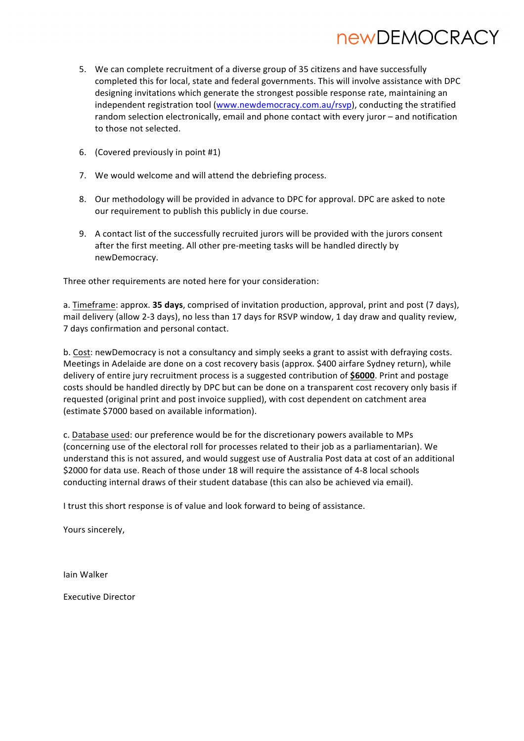5. We can complete recruitment of a diverse group of 35 citizens and have successfully completed this for local, state and federal governments. This will involve assistance with DPC designing invitations which generate the strongest possible response rate, maintaining an independent registration tool (www.newdemocracy.com.au/rsvp), conducting the stratified random selection electronically, email and phone contact with every juror – and notification to those not selected.

6. (Covered previously in point #1)

7. We would welcome and will attend the debriefing process.

8. Our methodology will be provided in advance to DPC for approval. DPC are asked to note our requirement to publish this publicly in due course.

9. A contact list of the successfully recruited jurors will be provided with the jurors consent after the first meeting. All other pre-meeting tasks will be handled directly by newDemocracy.

Three other requirements are noted here for your consideration:

a. Timeframe: approx. **35 days**, comprised of invitation production, approval, print and post (7 days), mail delivery (allow 2-3 days), no less than 17 days for RSVP window, 1 day draw and quality review, 7 days confirmation and personal contact.

b. Cost: newDemocracy is not a consultancy and simply seeks a grant to assist with defraying costs. Meetings in Adelaide are done on a cost recovery basis (approx. $400 airfare Sydney return), while delivery of entire jury recruitment process is a suggested contribution of **$6000**. Print and postage costs should be handled directly by DPC but can be done on a transparent cost recovery only basis if requested (original print and post invoice supplied), with cost dependent on catchment area (estimate $7000 based on available information).

c. Database used: our preference would be for the discretionary powers available to MPs (concerning use of the electoral roll for processes related to their job as a parliamentarian). We understand this is not assured, and would suggest use of Australia Post data at cost of an additional $2000 for data use. Reach of those under 18 will require the assistance of 4-8 local schools conducting internal draws of their student database (this can also be achieved via email).

I trust this short response is of value and look forward to being of assistance.

Yours sincerely,

Iain Walker

Executive Director